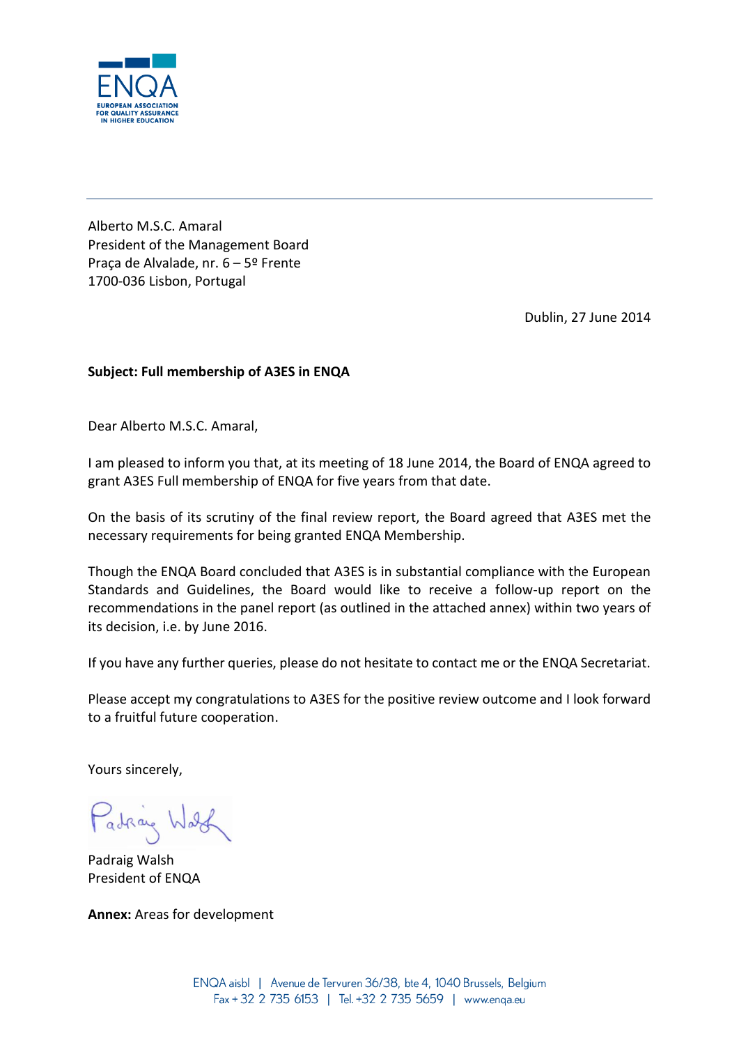ENQA
EUROPEAN ASSOCIATION FOR QUALITY ASSURANCE IN HIGHER EDUCATION

Alberto M.S.C. Amaral
President of the Management Board
Praça de Alvalade, nr. 6 – 5º Frente
1700-036 Lisbon, Portugal

Dublin, 27 June 2014

**Subject: Full membership of A3ES in ENQA**

Dear Alberto M.S.C. Amaral,

I am pleased to inform you that, at its meeting of 18 June 2014, the Board of ENQA agreed to grant A3ES Full membership of ENQA for five years from that date.

On the basis of its scrutiny of the final review report, the Board agreed that A3ES met the necessary requirements for being granted ENQA Membership.

Though the ENQA Board concluded that A3ES is in substantial compliance with the European Standards and Guidelines, the Board would like to receive a follow-up report on the recommendations in the panel report (as outlined in the attached annex) within two years of its decision, i.e. by June 2016.

If you have any further queries, please do not hesitate to contact me or the ENQA Secretariat.

Please accept my congratulations to A3ES for the positive review outcome and I look forward to a fruitful future cooperation.

Yours sincerely,

Padraig Walsh
President of ENQA

**Annex:** Areas for development

ENQA aisbl | Avenue de Tervuren 36/38, bte 4, 1040 Brussels, Belgium
Fax + 32 2 735 6153 | Tel. +32 2 735 5659 | www.enqa.eu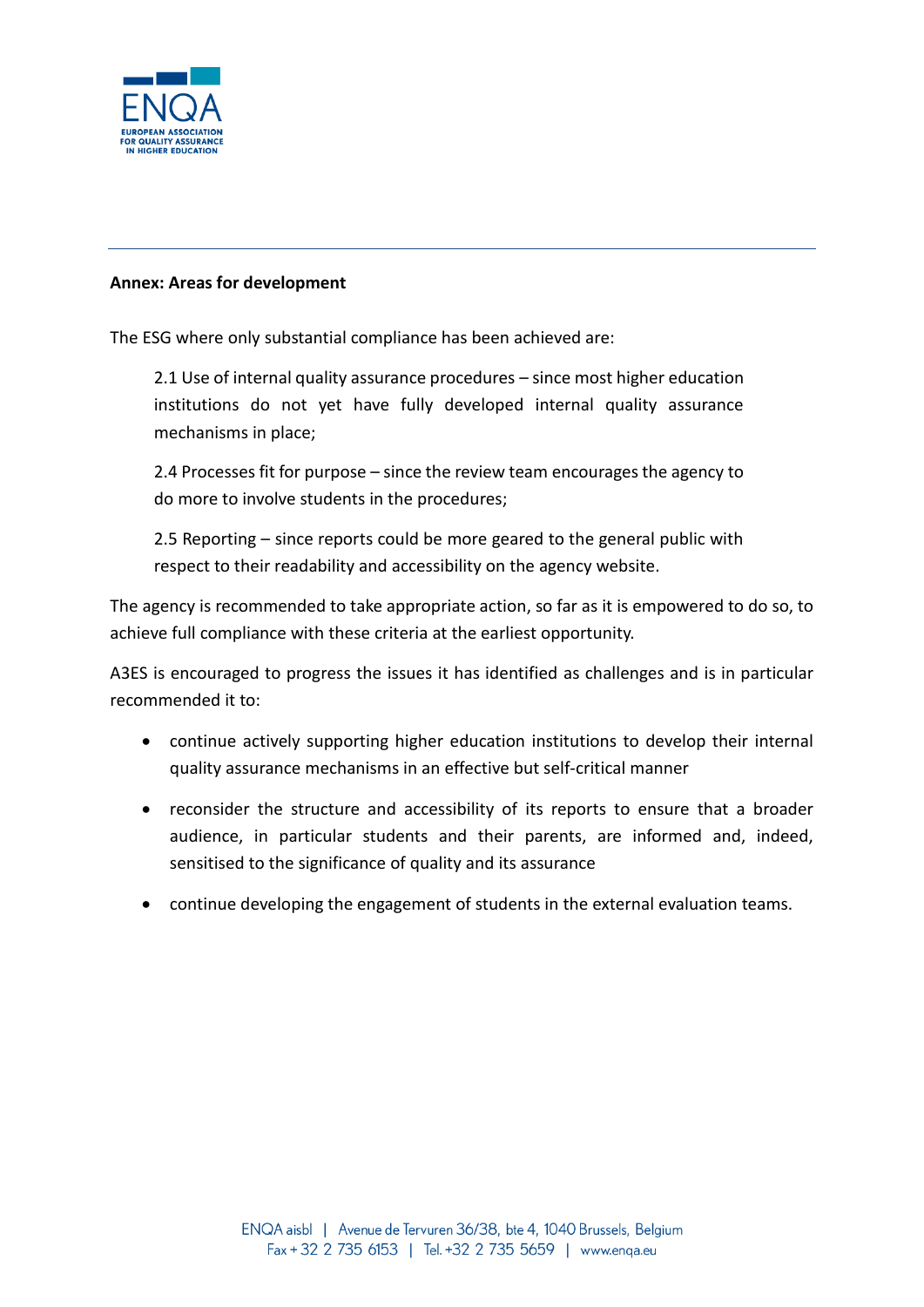**Annex: Areas for development**

The ESG where only substantial compliance has been achieved are:

> 2.1 Use of internal quality assurance procedures – since most higher education institutions do not yet have fully developed internal quality assurance mechanisms in place;
>
> 2.4 Processes fit for purpose – since the review team encourages the agency to do more to involve students in the procedures;
>
> 2.5 Reporting – since reports could be more geared to the general public with respect to their readability and accessibility on the agency website.

The agency is recommended to take appropriate action, so far as it is empowered to do so, to achieve full compliance with these criteria at the earliest opportunity.

A3ES is encouraged to progress the issues it has identified as challenges and is in particular recommended it to:

- continue actively supporting higher education institutions to develop their internal quality assurance mechanisms in an effective but self-critical manner
- reconsider the structure and accessibility of its reports to ensure that a broader audience, in particular students and their parents, are informed and, indeed, sensitised to the significance of quality and its assurance
- continue developing the engagement of students in the external evaluation teams.